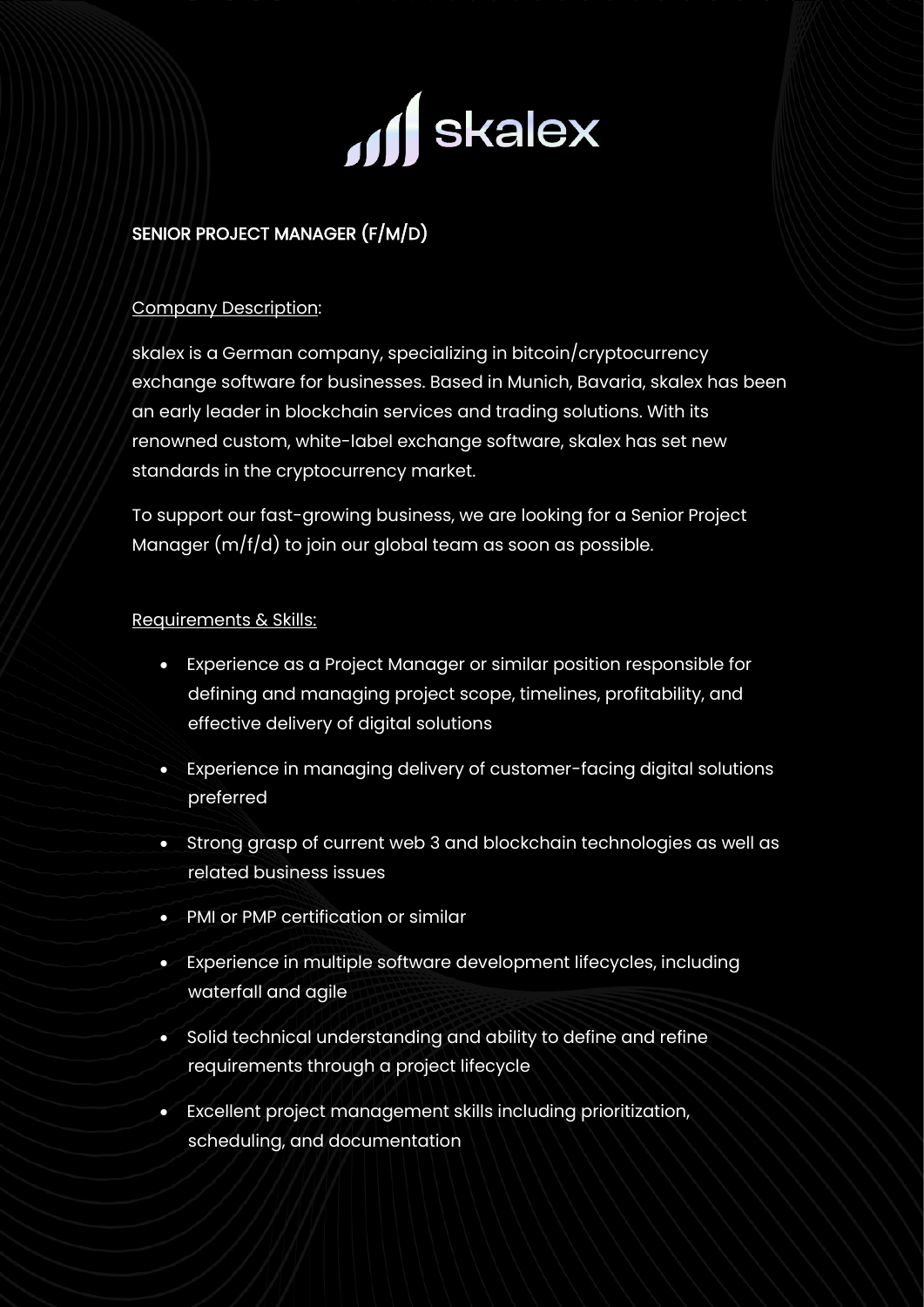skalex

# SENIOR PROJECT MANAGER (F/M/D)

## Company Description:

skalex is a German company, specializing in bitcoin/cryptocurrency exchange software for businesses. Based in Munich, Bavaria, skalex has been an early leader in blockchain services and trading solutions. With its renowned custom, white-label exchange software, skalex has set new standards in the cryptocurrency market.

To support our fast-growing business, we are looking for a Senior Project Manager (m/f/d) to join our global team as soon as possible.

## Requirements & Skills:

- Experience as a Project Manager or similar position responsible for defining and managing project scope, timelines, profitability, and effective delivery of digital solutions
- Experience in managing delivery of customer-facing digital solutions preferred
- Strong grasp of current web 3 and blockchain technologies as well as related business issues
- PMI or PMP certification or similar
- Experience in multiple software development lifecycles, including waterfall and agile
- Solid technical understanding and ability to define and refine requirements through a project lifecycle
- Excellent project management skills including prioritization, scheduling, and documentation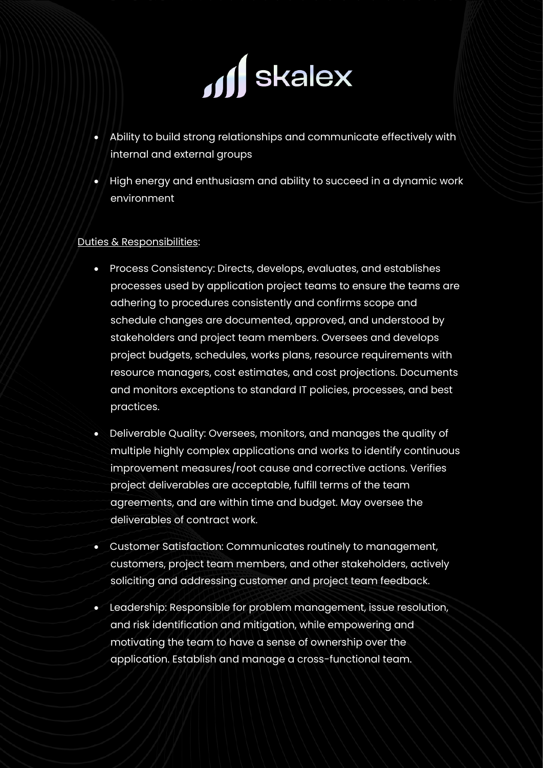- Ability to build strong relationships and communicate effectively with internal and external groups
- High energy and enthusiasm and ability to succeed in a dynamic work environment

<u>Duties & Responsibilities</u>:

- Process Consistency: Directs, develops, evaluates, and establishes processes used by application project teams to ensure the teams are adhering to procedures consistently and confirms scope and schedule changes are documented, approved, and understood by stakeholders and project team members. Oversees and develops project budgets, schedules, works plans, resource requirements with resource managers, cost estimates, and cost projections. Documents and monitors exceptions to standard IT policies, processes, and best practices.
- Deliverable Quality: Oversees, monitors, and manages the quality of multiple highly complex applications and works to identify continuous improvement measures/root cause and corrective actions. Verifies project deliverables are acceptable, fulfill terms of the team agreements, and are within time and budget. May oversee the deliverables of contract work.
- Customer Satisfaction: Communicates routinely to management, customers, project team members, and other stakeholders, actively soliciting and addressing customer and project team feedback.
- Leadership: Responsible for problem management, issue resolution, and risk identification and mitigation, while empowering and motivating the team to have a sense of ownership over the application. Establish and manage a cross-functional team.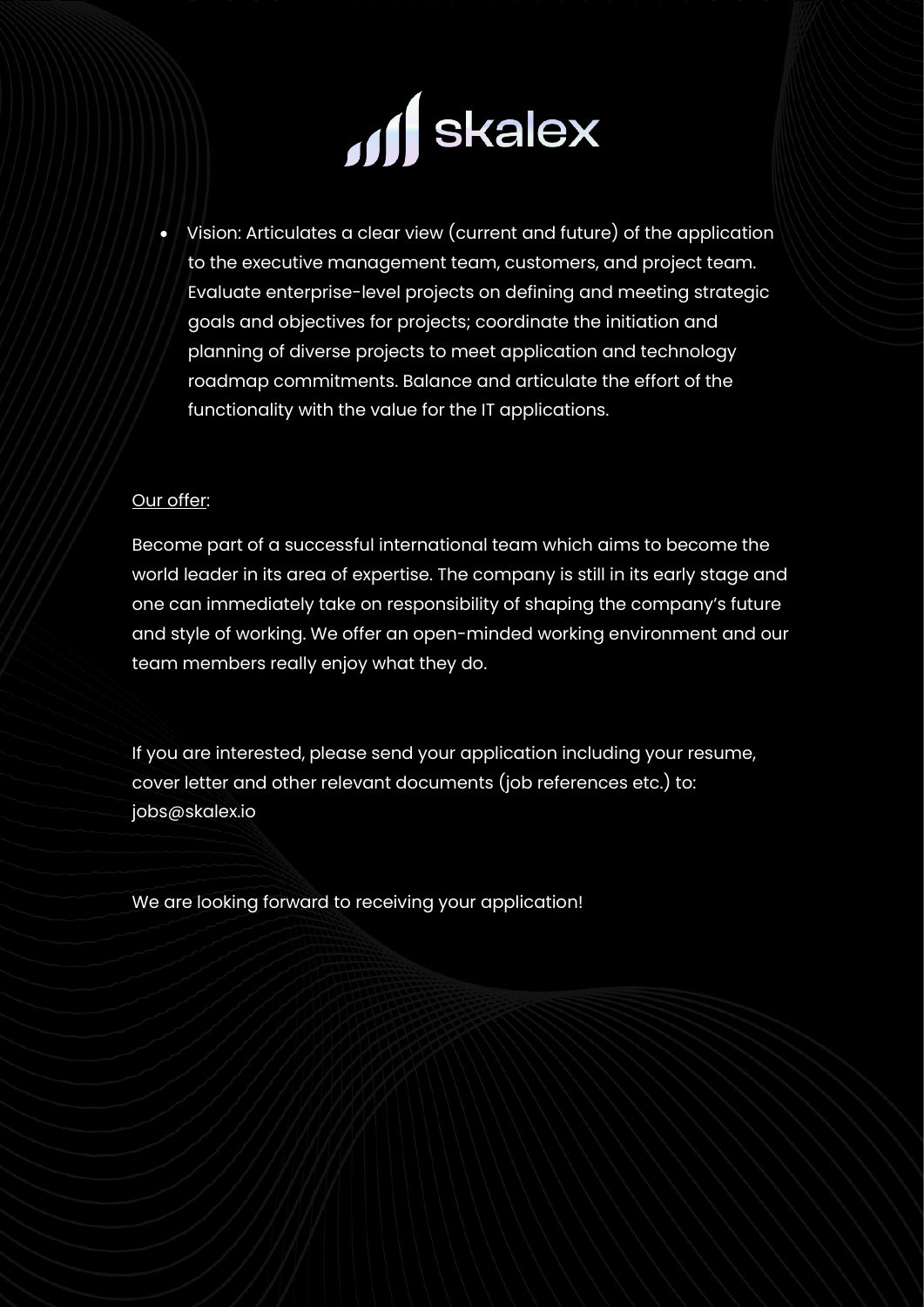- Vision: Articulates a clear view (current and future) of the application to the executive management team, customers, and project team. Evaluate enterprise-level projects on defining and meeting strategic goals and objectives for projects; coordinate the initiation and planning of diverse projects to meet application and technology roadmap commitments. Balance and articulate the effort of the functionality with the value for the IT applications.

Our offer:

Become part of a successful international team which aims to become the world leader in its area of expertise. The company is still in its early stage and one can immediately take on responsibility of shaping the company's future and style of working. We offer an open-minded working environment and our team members really enjoy what they do.

If you are interested, please send your application including your resume, cover letter and other relevant documents (job references etc.) to: jobs@skalex.io

We are looking forward to receiving your application!